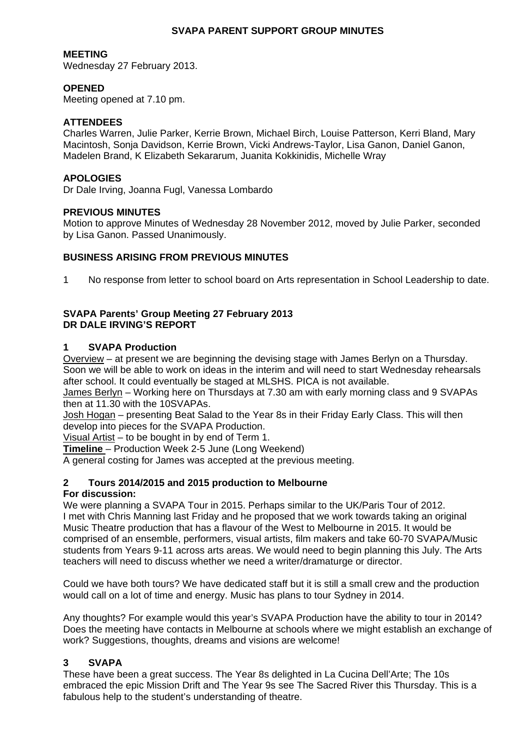# SVAPA PARENT SUPPORT GROUP MINUTES

**MEETING**
Wednesday 27 February 2013.

**OPENED**
Meeting opened at 7.10 pm.

**ATTENDEES**
Charles Warren, Julie Parker, Kerrie Brown, Michael Birch, Louise Patterson, Kerri Bland, Mary Macintosh, Sonja Davidson, Kerrie Brown, Vicki Andrews-Taylor, Lisa Ganon, Daniel Ganon, Madelen Brand, K Elizabeth Sekararum, Juanita Kokkinidis, Michelle Wray

**APOLOGIES**
Dr Dale Irving, Joanna Fugl, Vanessa Lombardo

**PREVIOUS MINUTES**
Motion to approve Minutes of Wednesday 28 November 2012, moved by Julie Parker, seconded by Lisa Ganon. Passed Unanimously.

**BUSINESS ARISING FROM PREVIOUS MINUTES**

1 No response from letter to school board on Arts representation in School Leadership to date.

**SVAPA Parents' Group Meeting 27 February 2013**
**DR DALE IRVING'S REPORT**

**1 SVAPA Production**

Overview – at present we are beginning the devising stage with James Berlyn on a Thursday. Soon we will be able to work on ideas in the interim and will need to start Wednesday rehearsals after school. It could eventually be staged at MLSHS. PICA is not available.

James Berlyn – Working here on Thursdays at 7.30 am with early morning class and 9 SVAPAs then at 11.30 with the 10SVAPAs.

Josh Hogan – presenting Beat Salad to the Year 8s in their Friday Early Class. This will then develop into pieces for the SVAPA Production.

Visual Artist – to be bought in by end of Term 1.

**Timeline** – Production Week 2-5 June (Long Weekend)

A general costing for James was accepted at the previous meeting.

**2 Tours 2014/2015 and 2015 production to Melbourne**

**For discussion:**

We were planning a SVAPA Tour in 2015. Perhaps similar to the UK/Paris Tour of 2012. I met with Chris Manning last Friday and he proposed that we work towards taking an original Music Theatre production that has a flavour of the West to Melbourne in 2015. It would be comprised of an ensemble, performers, visual artists, film makers and take 60-70 SVAPA/Music students from Years 9-11 across arts areas. We would need to begin planning this July. The Arts teachers will need to discuss whether we need a writer/dramaturge or director.

Could we have both tours? We have dedicated staff but it is still a small crew and the production would call on a lot of time and energy. Music has plans to tour Sydney in 2014.

Any thoughts? For example would this year's SVAPA Production have the ability to tour in 2014? Does the meeting have contacts in Melbourne at schools where we might establish an exchange of work? Suggestions, thoughts, dreams and visions are welcome!

**3 SVAPA**

These have been a great success. The Year 8s delighted in La Cucina Dell'Arte; The 10s embraced the epic Mission Drift and The Year 9s see The Sacred River this Thursday. This is a fabulous help to the student's understanding of theatre.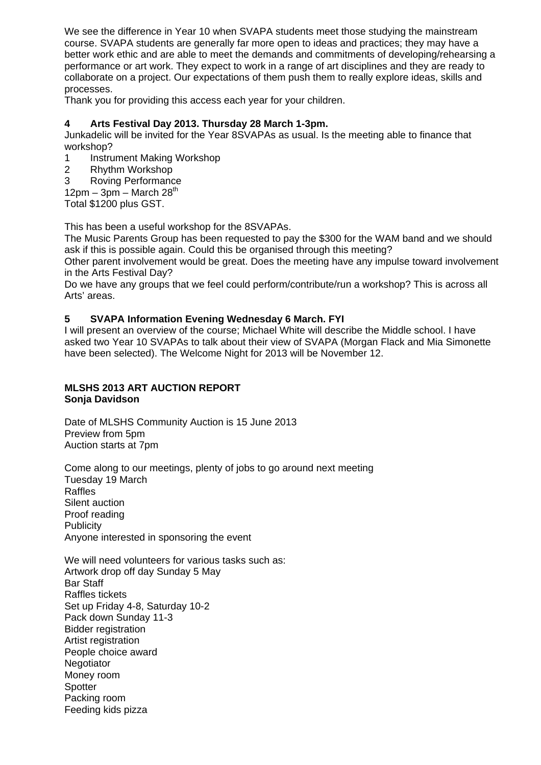We see the difference in Year 10 when SVAPA students meet those studying the mainstream course. SVAPA students are generally far more open to ideas and practices; they may have a better work ethic and are able to meet the demands and commitments of developing/rehearsing a performance or art work. They expect to work in a range of art disciplines and they are ready to collaborate on a project. Our expectations of them push them to really explore ideas, skills and processes.
Thank you for providing this access each year for your children.

**4 Arts Festival Day 2013. Thursday 28 March 1-3pm.**

Junkadelic will be invited for the Year 8SVAPAs as usual. Is the meeting able to finance that workshop?

1 Instrument Making Workshop
2 Rhythm Workshop
3 Roving Performance

12pm – 3pm – March 28th
Total $1200 plus GST.

This has been a useful workshop for the 8SVAPAs.

The Music Parents Group has been requested to pay the $300 for the WAM band and we should ask if this is possible again. Could this be organised through this meeting?

Other parent involvement would be great. Does the meeting have any impulse toward involvement in the Arts Festival Day?

Do we have any groups that we feel could perform/contribute/run a workshop? This is across all Arts' areas.

**5 SVAPA Information Evening Wednesday 6 March. FYI**

I will present an overview of the course; Michael White will describe the Middle school. I have asked two Year 10 SVAPAs to talk about their view of SVAPA (Morgan Flack and Mia Simonette have been selected). The Welcome Night for 2013 will be November 12.

**MLSHS 2013 ART AUCTION REPORT**
**Sonja Davidson**

Date of MLSHS Community Auction is 15 June 2013
Preview from 5pm
Auction starts at 7pm

Come along to our meetings, plenty of jobs to go around next meeting
Tuesday 19 March
Raffles
Silent auction
Proof reading
Publicity
Anyone interested in sponsoring the event

We will need volunteers for various tasks such as:
Artwork drop off day Sunday 5 May
Bar Staff
Raffles tickets
Set up Friday 4-8, Saturday 10-2
Pack down Sunday 11-3
Bidder registration
Artist registration
People choice award
Negotiator
Money room
Spotter
Packing room
Feeding kids pizza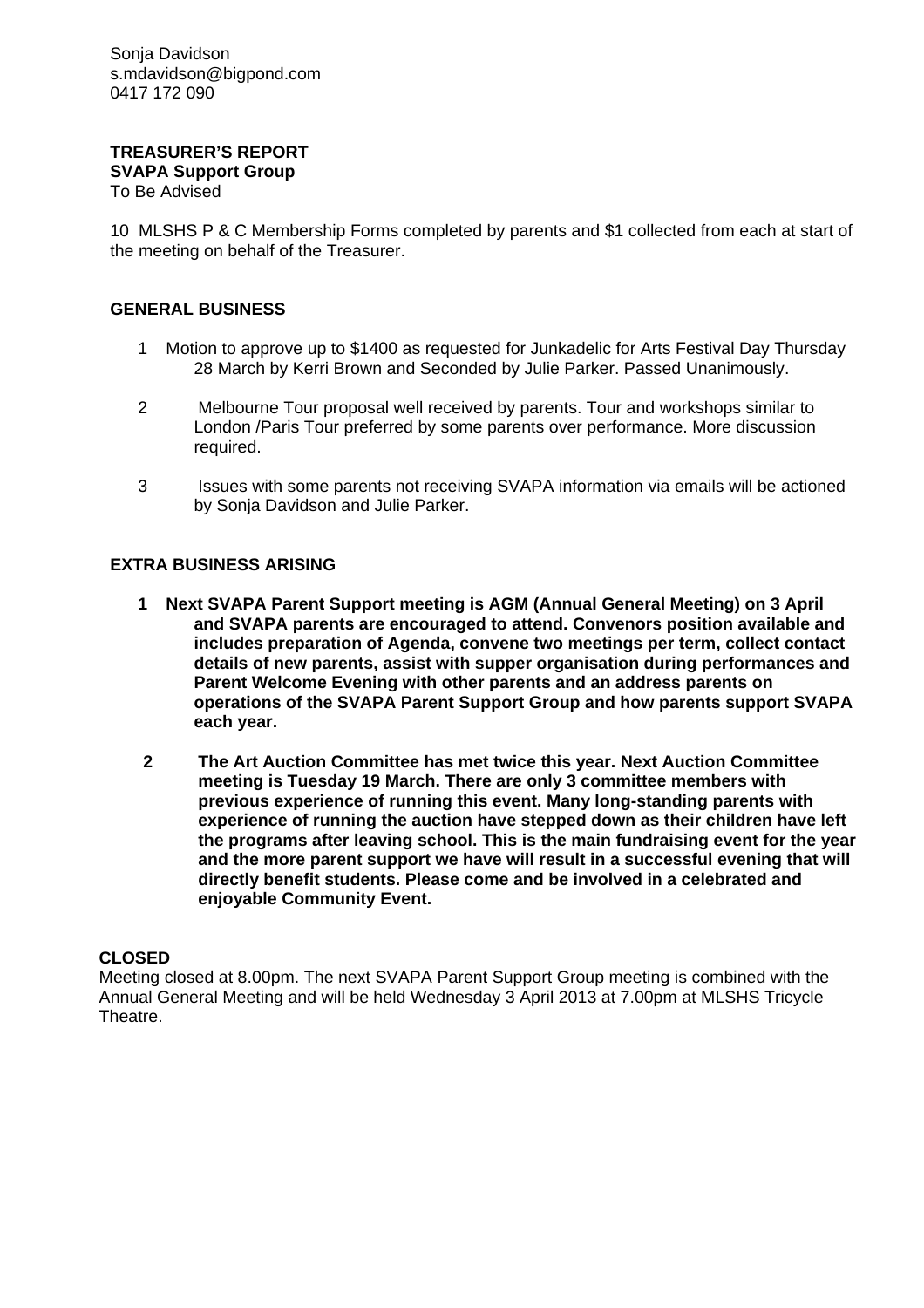Sonja Davidson
s.mdavidson@bigpond.com
0417 172 090

**TREASURER'S REPORT**
**SVAPA Support Group**
To Be Advised

10 MLSHS P & C Membership Forms completed by parents and $1 collected from each at start of the meeting on behalf of the Treasurer.

## GENERAL BUSINESS

1. Motion to approve up to $1400 as requested for Junkadelic for Arts Festival Day Thursday 28 March by Kerri Brown and Seconded by Julie Parker. Passed Unanimously.

2. Melbourne Tour proposal well received by parents. Tour and workshops similar to London /Paris Tour preferred by some parents over performance. More discussion required.

3. Issues with some parents not receiving SVAPA information via emails will be actioned by Sonja Davidson and Julie Parker.

## EXTRA BUSINESS ARISING

1. **Next SVAPA Parent Support meeting is AGM (Annual General Meeting) on 3 April and SVAPA parents are encouraged to attend. Convenors position available and includes preparation of Agenda, convene two meetings per term, collect contact details of new parents, assist with supper organisation during performances and Parent Welcome Evening with other parents and an address parents on operations of the SVAPA Parent Support Group and how parents support SVAPA each year.**

2. **The Art Auction Committee has met twice this year. Next Auction Committee meeting is Tuesday 19 March. There are only 3 committee members with previous experience of running this event. Many long-standing parents with experience of running the auction have stepped down as their children have left the programs after leaving school. This is the main fundraising event for the year and the more parent support we have will result in a successful evening that will directly benefit students. Please come and be involved in a celebrated and enjoyable Community Event.**

## CLOSED

Meeting closed at 8.00pm. The next SVAPA Parent Support Group meeting is combined with the Annual General Meeting and will be held Wednesday 3 April 2013 at 7.00pm at MLSHS Tricycle Theatre.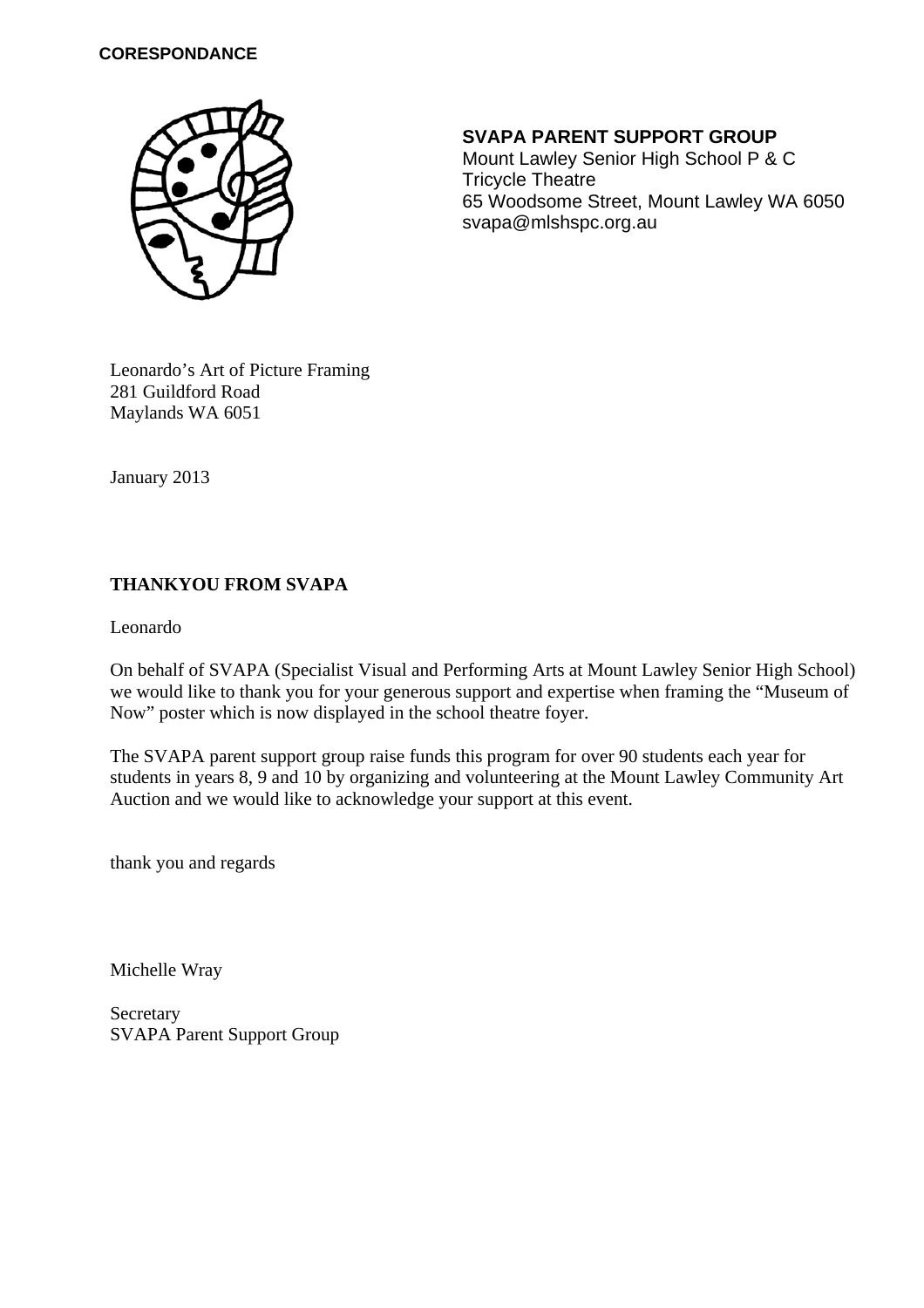**CORESPONDANCE**

**SVAPA PARENT SUPPORT GROUP**
Mount Lawley Senior High School P & C
Tricycle Theatre
65 Woodsome Street, Mount Lawley WA 6050
svapa@mlshspc.org.au

Leonardo's Art of Picture Framing
281 Guildford Road
Maylands WA 6051

January 2013

**THANKYOU FROM SVAPA**

Leonardo

On behalf of SVAPA (Specialist Visual and Performing Arts at Mount Lawley Senior High School) we would like to thank you for your generous support and expertise when framing the "Museum of Now" poster which is now displayed in the school theatre foyer.

The SVAPA parent support group raise funds this program for over 90 students each year for students in years 8, 9 and 10 by organizing and volunteering at the Mount Lawley Community Art Auction and we would like to acknowledge your support at this event.

thank you and regards

Michelle Wray

Secretary
SVAPA Parent Support Group